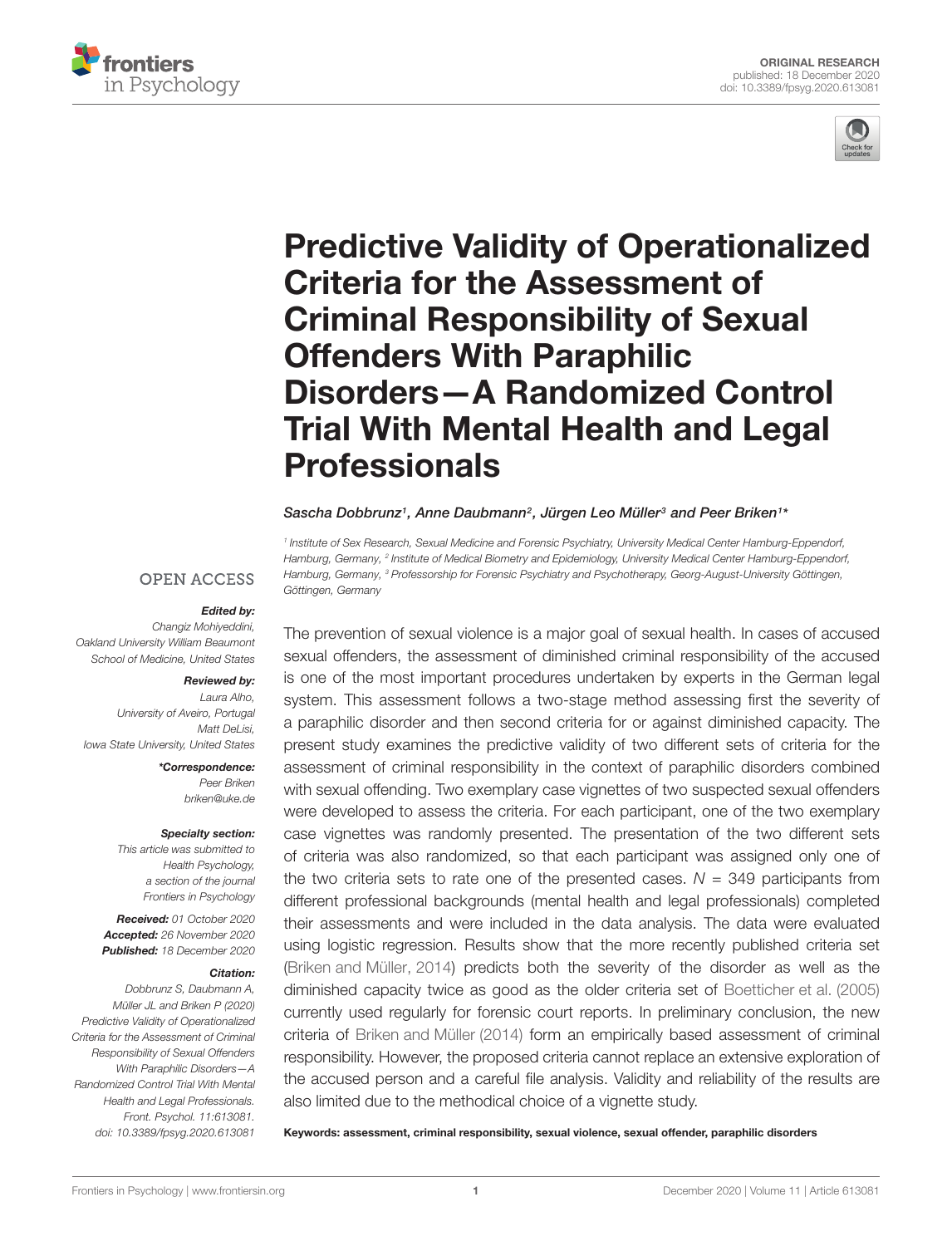ORIGINAL RESEARCH
published: 18 December 2020
doi: 10.3389/fpsyg.2020.613081

# Predictive Validity of Operationalized Criteria for the Assessment of Criminal Responsibility of Sexual Offenders With Paraphilic Disorders—A Randomized Control Trial With Mental Health and Legal Professionals

*Sascha Dobbrunz[1], Anne Daubmann[2], Jürgen Leo Müller[3] and Peer Briken[1]**

[1] Institute of Sex Research, Sexual Medicine and Forensic Psychiatry, University Medical Center Hamburg-Eppendorf, Hamburg, Germany, [2] Institute of Medical Biometry and Epidemiology, University Medical Center Hamburg-Eppendorf, Hamburg, Germany, [3] Professorship for Forensic Psychiatry and Psychotherapy, Georg-August-University Göttingen, Göttingen, Germany

OPEN ACCESS

***Edited by:***
Changiz Mohiyeddini, Oakland University William Beaumont School of Medicine, United States

***Reviewed by:***
Laura Alho, University of Aveiro, Portugal
Matt DeLisi, Iowa State University, United States

***\*Correspondence:***
Peer Briken
briken@uke.de

***Specialty section:***
This article was submitted to Health Psychology, a section of the journal Frontiers in Psychology

***Received:*** 01 October 2020
***Accepted:*** 26 November 2020
***Published:*** 18 December 2020

***Citation:***
Dobbrunz S, Daubmann A, Müller JL and Briken P (2020) Predictive Validity of Operationalized Criteria for the Assessment of Criminal Responsibility of Sexual Offenders With Paraphilic Disorders—A Randomized Control Trial With Mental Health and Legal Professionals. Front. Psychol. 11:613081. doi: 10.3389/fpsyg.2020.613081

The prevention of sexual violence is a major goal of sexual health. In cases of accused sexual offenders, the assessment of diminished criminal responsibility of the accused is one of the most important procedures undertaken by experts in the German legal system. This assessment follows a two-stage method assessing first the severity of a paraphilic disorder and then second criteria for or against diminished capacity. The present study examines the predictive validity of two different sets of criteria for the assessment of criminal responsibility in the context of paraphilic disorders combined with sexual offending. Two exemplary case vignettes of two suspected sexual offenders were developed to assess the criteria. For each participant, one of the two exemplary case vignettes was randomly presented. The presentation of the two different sets of criteria was also randomized, so that each participant was assigned only one of the two criteria sets to rate one of the presented cases. $N$ = 349 participants from different professional backgrounds (mental health and legal professionals) completed their assessments and were included in the data analysis. The data were evaluated using logistic regression. Results show that the more recently published criteria set (Briken and Müller, 2014) predicts both the severity of the disorder as well as the diminished capacity twice as good as the older criteria set of Boetticher et al. (2005) currently used regularly for forensic court reports. In preliminary conclusion, the new criteria of Briken and Müller (2014) form an empirically based assessment of criminal responsibility. However, the proposed criteria cannot replace an extensive exploration of the accused person and a careful file analysis. Validity and reliability of the results are also limited due to the methodical choice of a vignette study.

**Keywords: assessment, criminal responsibility, sexual violence, sexual offender, paraphilic disorders**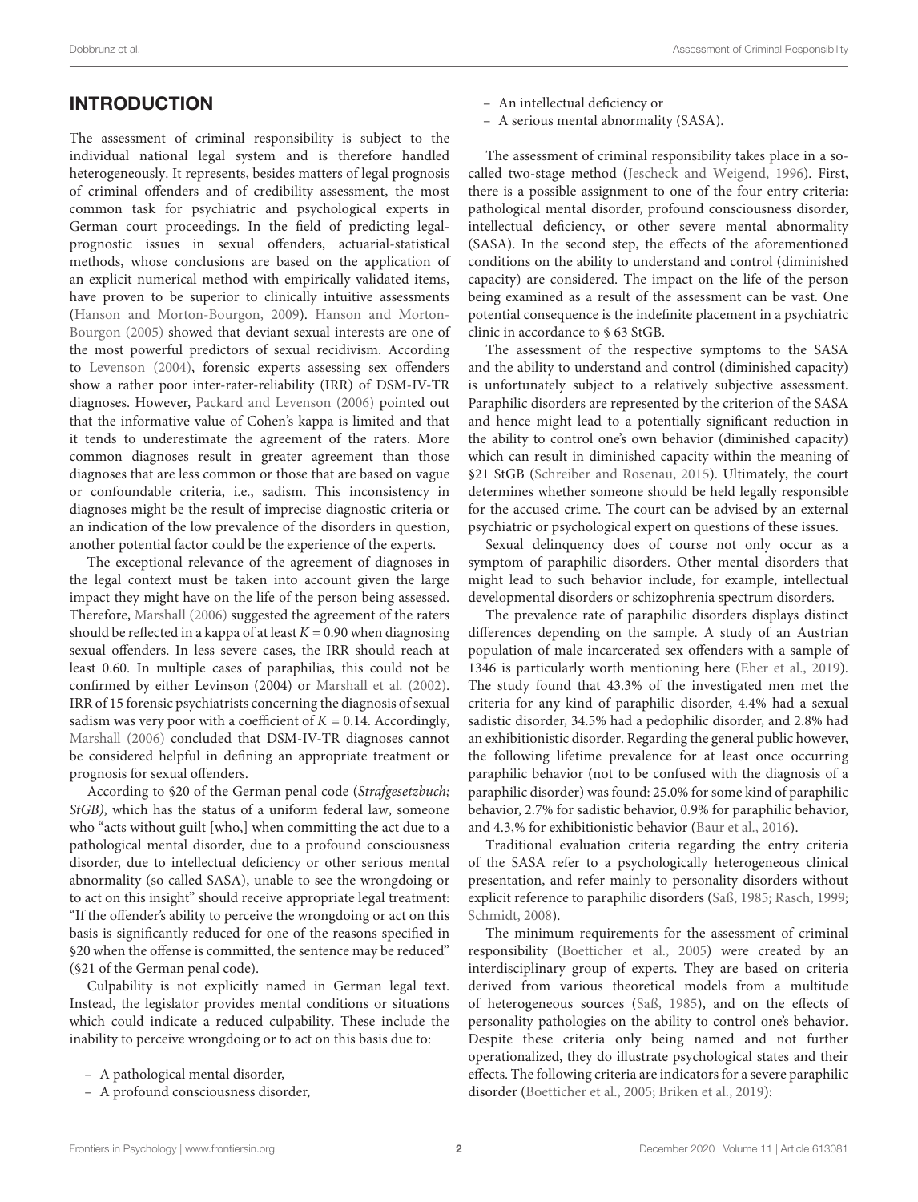## INTRODUCTION

The assessment of criminal responsibility is subject to the individual national legal system and is therefore handled heterogeneously. It represents, besides matters of legal prognosis of criminal offenders and of credibility assessment, the most common task for psychiatric and psychological experts in German court proceedings. In the field of predicting legal-prognostic issues in sexual offenders, actuarial-statistical methods, whose conclusions are based on the application of an explicit numerical method with empirically validated items, have proven to be superior to clinically intuitive assessments (Hanson and Morton-Bourgon, 2009). Hanson and Morton-Bourgon (2005) showed that deviant sexual interests are one of the most powerful predictors of sexual recidivism. According to Levenson (2004), forensic experts assessing sex offenders show a rather poor inter-rater-reliability (IRR) of DSM-IV-TR diagnoses. However, Packard and Levenson (2006) pointed out that the informative value of Cohen's kappa is limited and that it tends to underestimate the agreement of the raters. More common diagnoses result in greater agreement than those diagnoses that are less common or those that are based on vague or confoundable criteria, i.e., sadism. This inconsistency in diagnoses might be the result of imprecise diagnostic criteria or an indication of the low prevalence of the disorders in question, another potential factor could be the experience of the experts.

The exceptional relevance of the agreement of diagnoses in the legal context must be taken into account given the large impact they might have on the life of the person being assessed. Therefore, Marshall (2006) suggested the agreement of the raters should be reflected in a kappa of at least $K = 0.90$ when diagnosing sexual offenders. In less severe cases, the IRR should reach at least 0.60. In multiple cases of paraphilias, this could not be confirmed by either Levinson (2004) or Marshall et al. (2002). IRR of 15 forensic psychiatrists concerning the diagnosis of sexual sadism was very poor with a coefficient of $K = 0.14$. Accordingly, Marshall (2006) concluded that DSM-IV-TR diagnoses cannot be considered helpful in defining an appropriate treatment or prognosis for sexual offenders.

According to §20 of the German penal code (*Strafgesetzbuch; StGB)*, which has the status of a uniform federal law, someone who "acts without guilt [who,] when committing the act due to a pathological mental disorder, due to a profound consciousness disorder, due to intellectual deficiency or other serious mental abnormality (so called SASA), unable to see the wrongdoing or to act on this insight" should receive appropriate legal treatment: "If the offender's ability to perceive the wrongdoing or act on this basis is significantly reduced for one of the reasons specified in §20 when the offense is committed, the sentence may be reduced" (§21 of the German penal code).

Culpability is not explicitly named in German legal text. Instead, the legislator provides mental conditions or situations which could indicate a reduced culpability. These include the inability to perceive wrongdoing or to act on this basis due to:

- A pathological mental disorder,
- A profound consciousness disorder,
- An intellectual deficiency or
- A serious mental abnormality (SASA).

The assessment of criminal responsibility takes place in a so-called two-stage method (Jescheck and Weigend, 1996). First, there is a possible assignment to one of the four entry criteria: pathological mental disorder, profound consciousness disorder, intellectual deficiency, or other severe mental abnormality (SASA). In the second step, the effects of the aforementioned conditions on the ability to understand and control (diminished capacity) are considered. The impact on the life of the person being examined as a result of the assessment can be vast. One potential consequence is the indefinite placement in a psychiatric clinic in accordance to § 63 StGB.

The assessment of the respective symptoms to the SASA and the ability to understand and control (diminished capacity) is unfortunately subject to a relatively subjective assessment. Paraphilic disorders are represented by the criterion of the SASA and hence might lead to a potentially significant reduction in the ability to control one's own behavior (diminished capacity) which can result in diminished capacity within the meaning of §21 StGB (Schreiber and Rosenau, 2015). Ultimately, the court determines whether someone should be held legally responsible for the accused crime. The court can be advised by an external psychiatric or psychological expert on questions of these issues.

Sexual delinquency does of course not only occur as a symptom of paraphilic disorders. Other mental disorders that might lead to such behavior include, for example, intellectual developmental disorders or schizophrenia spectrum disorders.

The prevalence rate of paraphilic disorders displays distinct differences depending on the sample. A study of an Austrian population of male incarcerated sex offenders with a sample of 1346 is particularly worth mentioning here (Eher et al., 2019). The study found that 43.3% of the investigated men met the criteria for any kind of paraphilic disorder, 4.4% had a sexual sadistic disorder, 34.5% had a pedophilic disorder, and 2.8% had an exhibitionistic disorder. Regarding the general public however, the following lifetime prevalence for at least once occurring paraphilic behavior (not to be confused with the diagnosis of a paraphilic disorder) was found: 25.0% for some kind of paraphilic behavior, 2.7% for sadistic behavior, 0.9% for paraphilic behavior, and 4.3,% for exhibitionistic behavior (Baur et al., 2016).

Traditional evaluation criteria regarding the entry criteria of the SASA refer to a psychologically heterogeneous clinical presentation, and refer mainly to personality disorders without explicit reference to paraphilic disorders (Saß, 1985; Rasch, 1999; Schmidt, 2008).

The minimum requirements for the assessment of criminal responsibility (Boetticher et al., 2005) were created by an interdisciplinary group of experts. They are based on criteria derived from various theoretical models from a multitude of heterogeneous sources (Saß, 1985), and on the effects of personality pathologies on the ability to control one's behavior. Despite these criteria only being named and not further operationalized, they do illustrate psychological states and their effects. The following criteria are indicators for a severe paraphilic disorder (Boetticher et al., 2005; Briken et al., 2019):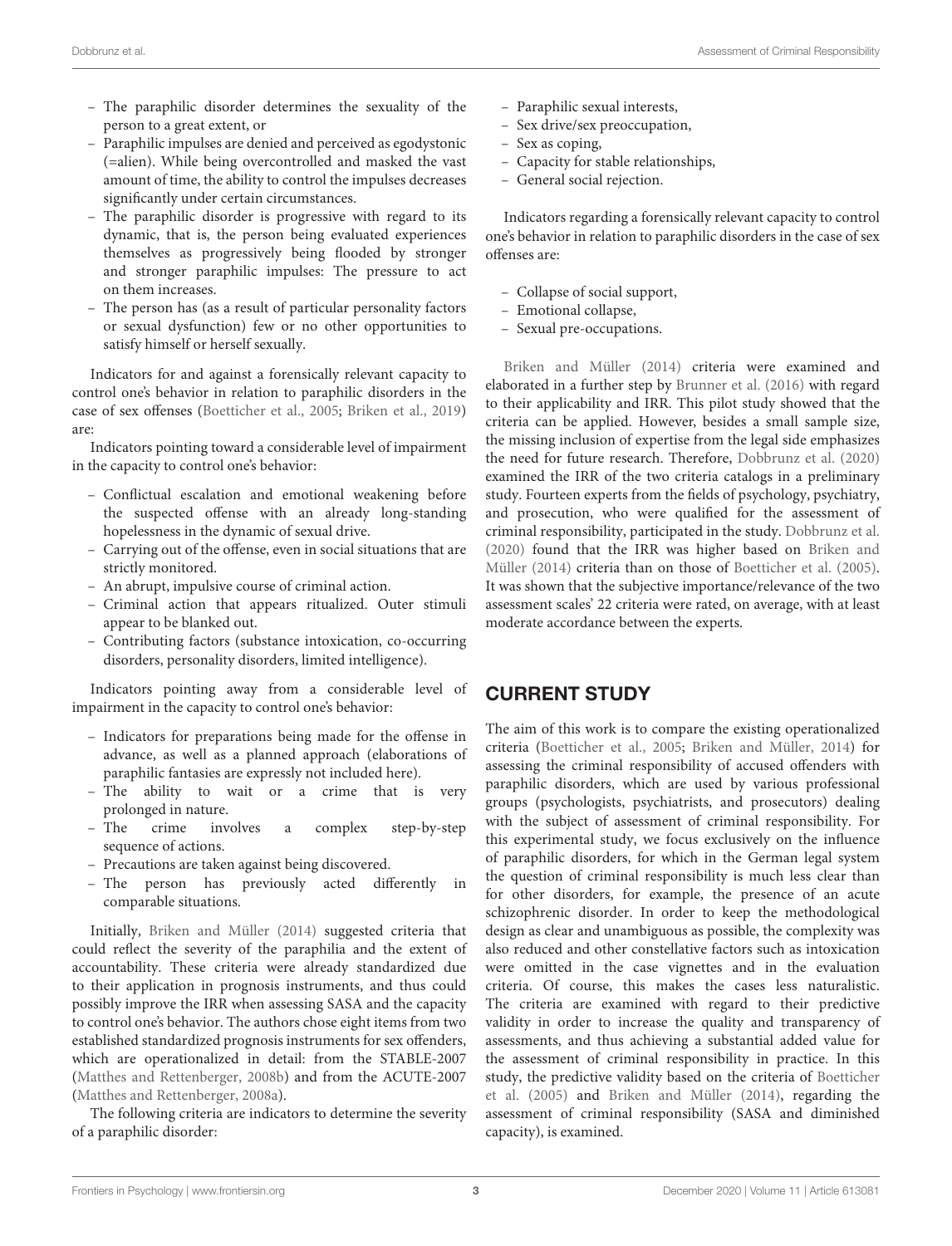- The paraphilic disorder determines the sexuality of the person to a great extent, or
- Paraphilic impulses are denied and perceived as egodystonic (=alien). While being overcontrolled and masked the vast amount of time, the ability to control the impulses decreases significantly under certain circumstances.
- The paraphilic disorder is progressive with regard to its dynamic, that is, the person being evaluated experiences themselves as progressively being flooded by stronger and stronger paraphilic impulses: The pressure to act on them increases.
- The person has (as a result of particular personality factors or sexual dysfunction) few or no other opportunities to satisfy himself or herself sexually.

Indicators for and against a forensically relevant capacity to control one's behavior in relation to paraphilic disorders in the case of sex offenses (Boetticher et al., 2005; Briken et al., 2019) are:

Indicators pointing toward a considerable level of impairment in the capacity to control one's behavior:

- Conflictual escalation and emotional weakening before the suspected offense with an already long-standing hopelessness in the dynamic of sexual drive.
- Carrying out of the offense, even in social situations that are strictly monitored.
- An abrupt, impulsive course of criminal action.
- Criminal action that appears ritualized. Outer stimuli appear to be blanked out.
- Contributing factors (substance intoxication, co-occurring disorders, personality disorders, limited intelligence).

Indicators pointing away from a considerable level of impairment in the capacity to control one's behavior:

- Indicators for preparations being made for the offense in advance, as well as a planned approach (elaborations of paraphilic fantasies are expressly not included here).
- The ability to wait or a crime that is very prolonged in nature.
- The crime involves a complex step-by-step sequence of actions.
- Precautions are taken against being discovered.
- The person has previously acted differently in comparable situations.

Initially, Briken and Müller (2014) suggested criteria that could reflect the severity of the paraphilia and the extent of accountability. These criteria were already standardized due to their application in prognosis instruments, and thus could possibly improve the IRR when assessing SASA and the capacity to control one's behavior. The authors chose eight items from two established standardized prognosis instruments for sex offenders, which are operationalized in detail: from the STABLE-2007 (Matthes and Rettenberger, 2008b) and from the ACUTE-2007 (Matthes and Rettenberger, 2008a).

The following criteria are indicators to determine the severity of a paraphilic disorder:

- Paraphilic sexual interests,
- Sex drive/sex preoccupation,
- Sex as coping,
- Capacity for stable relationships,
- General social rejection.

Indicators regarding a forensically relevant capacity to control one's behavior in relation to paraphilic disorders in the case of sex offenses are:

- Collapse of social support,
- Emotional collapse,
- Sexual pre-occupations.

Briken and Müller (2014) criteria were examined and elaborated in a further step by Brunner et al. (2016) with regard to their applicability and IRR. This pilot study showed that the criteria can be applied. However, besides a small sample size, the missing inclusion of expertise from the legal side emphasizes the need for future research. Therefore, Dobbrunz et al. (2020) examined the IRR of the two criteria catalogs in a preliminary study. Fourteen experts from the fields of psychology, psychiatry, and prosecution, who were qualified for the assessment of criminal responsibility, participated in the study. Dobbrunz et al. (2020) found that the IRR was higher based on Briken and Müller (2014) criteria than on those of Boetticher et al. (2005). It was shown that the subjective importance/relevance of the two assessment scales' 22 criteria were rated, on average, with at least moderate accordance between the experts.

## CURRENT STUDY

The aim of this work is to compare the existing operationalized criteria (Boetticher et al., 2005; Briken and Müller, 2014) for assessing the criminal responsibility of accused offenders with paraphilic disorders, which are used by various professional groups (psychologists, psychiatrists, and prosecutors) dealing with the subject of assessment of criminal responsibility. For this experimental study, we focus exclusively on the influence of paraphilic disorders, for which in the German legal system the question of criminal responsibility is much less clear than for other disorders, for example, the presence of an acute schizophrenic disorder. In order to keep the methodological design as clear and unambiguous as possible, the complexity was also reduced and other constellative factors such as intoxication were omitted in the case vignettes and in the evaluation criteria. Of course, this makes the cases less naturalistic. The criteria are examined with regard to their predictive validity in order to increase the quality and transparency of assessments, and thus achieving a substantial added value for the assessment of criminal responsibility in practice. In this study, the predictive validity based on the criteria of Boetticher et al. (2005) and Briken and Müller (2014), regarding the assessment of criminal responsibility (SASA and diminished capacity), is examined.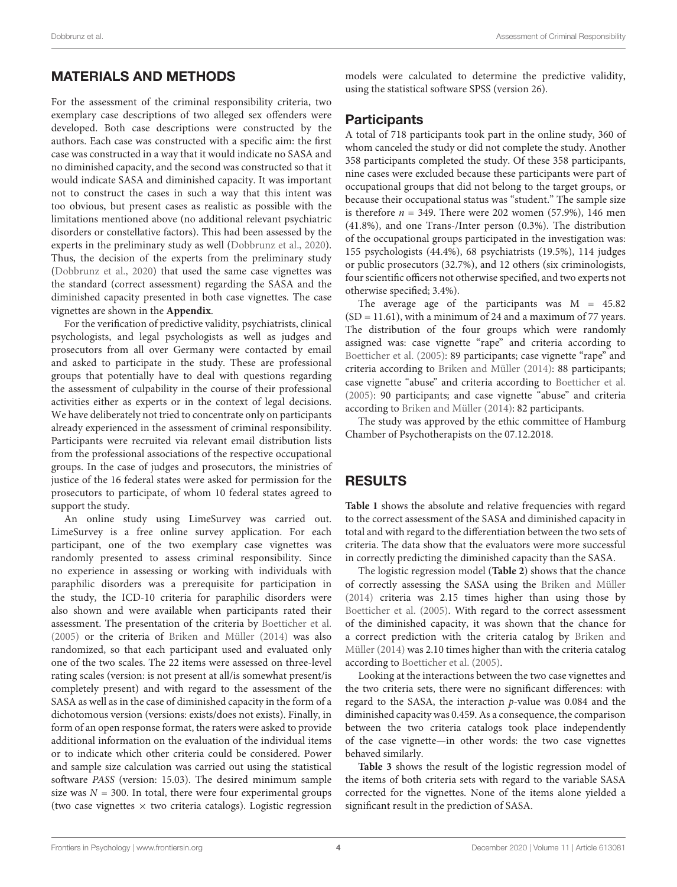## MATERIALS AND METHODS

For the assessment of the criminal responsibility criteria, two exemplary case descriptions of two alleged sex offenders were developed. Both case descriptions were constructed by the authors. Each case was constructed with a specific aim: the first case was constructed in a way that it would indicate no SASA and no diminished capacity, and the second was constructed so that it would indicate SASA and diminished capacity. It was important not to construct the cases in such a way that this intent was too obvious, but present cases as realistic as possible with the limitations mentioned above (no additional relevant psychiatric disorders or constellative factors). This had been assessed by the experts in the preliminary study as well (Dobbrunz et al., 2020). Thus, the decision of the experts from the preliminary study (Dobbrunz et al., 2020) that used the same case vignettes was the standard (correct assessment) regarding the SASA and the diminished capacity presented in both case vignettes. The case vignettes are shown in the **Appendix**.

For the verification of predictive validity, psychiatrists, clinical psychologists, and legal psychologists as well as judges and prosecutors from all over Germany were contacted by email and asked to participate in the study. These are professional groups that potentially have to deal with questions regarding the assessment of culpability in the course of their professional activities either as experts or in the context of legal decisions. We have deliberately not tried to concentrate only on participants already experienced in the assessment of criminal responsibility. Participants were recruited via relevant email distribution lists from the professional associations of the respective occupational groups. In the case of judges and prosecutors, the ministries of justice of the 16 federal states were asked for permission for the prosecutors to participate, of whom 10 federal states agreed to support the study.

An online study using LimeSurvey was carried out. LimeSurvey is a free online survey application. For each participant, one of the two exemplary case vignettes was randomly presented to assess criminal responsibility. Since no experience in assessing or working with individuals with paraphilic disorders was a prerequisite for participation in the study, the ICD-10 criteria for paraphilic disorders were also shown and were available when participants rated their assessment. The presentation of the criteria by Boetticher et al. (2005) or the criteria of Briken and Müller (2014) was also randomized, so that each participant used and evaluated only one of the two scales. The 22 items were assessed on three-level rating scales (version: is not present at all/is somewhat present/is completely present) and with regard to the assessment of the SASA as well as in the case of diminished capacity in the form of a dichotomous version (versions: exists/does not exists). Finally, in form of an open response format, the raters were asked to provide additional information on the evaluation of the individual items or to indicate which other criteria could be considered. Power and sample size calculation was carried out using the statistical software *PASS* (version: 15.03). The desired minimum sample size was $N = 300$. In total, there were four experimental groups (two case vignettes × two criteria catalogs). Logistic regression models were calculated to determine the predictive validity, using the statistical software SPSS (version 26).

### Participants

A total of 718 participants took part in the online study, 360 of whom canceled the study or did not complete the study. Another 358 participants completed the study. Of these 358 participants, nine cases were excluded because these participants were part of occupational groups that did not belong to the target groups, or because their occupational status was "student." The sample size is therefore $n = 349$. There were 202 women (57.9%), 146 men (41.8%), and one Trans-/Inter person (0.3%). The distribution of the occupational groups participated in the investigation was: 155 psychologists (44.4%), 68 psychiatrists (19.5%), 114 judges or public prosecutors (32.7%), and 12 others (six criminologists, four scientific officers not otherwise specified, and two experts not otherwise specified; 3.4%).

The average age of the participants was $M = 45.82$ ($SD = 11.61$), with a minimum of 24 and a maximum of 77 years. The distribution of the four groups which were randomly assigned was: case vignette "rape" and criteria according to Boetticher et al. (2005): 89 participants; case vignette "rape" and criteria according to Briken and Müller (2014): 88 participants; case vignette "abuse" and criteria according to Boetticher et al. (2005): 90 participants; and case vignette "abuse" and criteria according to Briken and Müller (2014): 82 participants.

The study was approved by the ethic committee of Hamburg Chamber of Psychotherapists on the 07.12.2018.

## RESULTS

**Table 1** shows the absolute and relative frequencies with regard to the correct assessment of the SASA and diminished capacity in total and with regard to the differentiation between the two sets of criteria. The data show that the evaluators were more successful in correctly predicting the diminished capacity than the SASA.

The logistic regression model (**Table 2**) shows that the chance of correctly assessing the SASA using the Briken and Müller (2014) criteria was 2.15 times higher than using those by Boetticher et al. (2005). With regard to the correct assessment of the diminished capacity, it was shown that the chance for a correct prediction with the criteria catalog by Briken and Müller (2014) was 2.10 times higher than with the criteria catalog according to Boetticher et al. (2005).

Looking at the interactions between the two case vignettes and the two criteria sets, there were no significant differences: with regard to the SASA, the interaction $p$-value was 0.084 and the diminished capacity was 0.459. As a consequence, the comparison between the two criteria catalogs took place independently of the case vignette—in other words: the two case vignettes behaved similarly.

**Table 3** shows the result of the logistic regression model of the items of both criteria sets with regard to the variable SASA corrected for the vignettes. None of the items alone yielded a significant result in the prediction of SASA.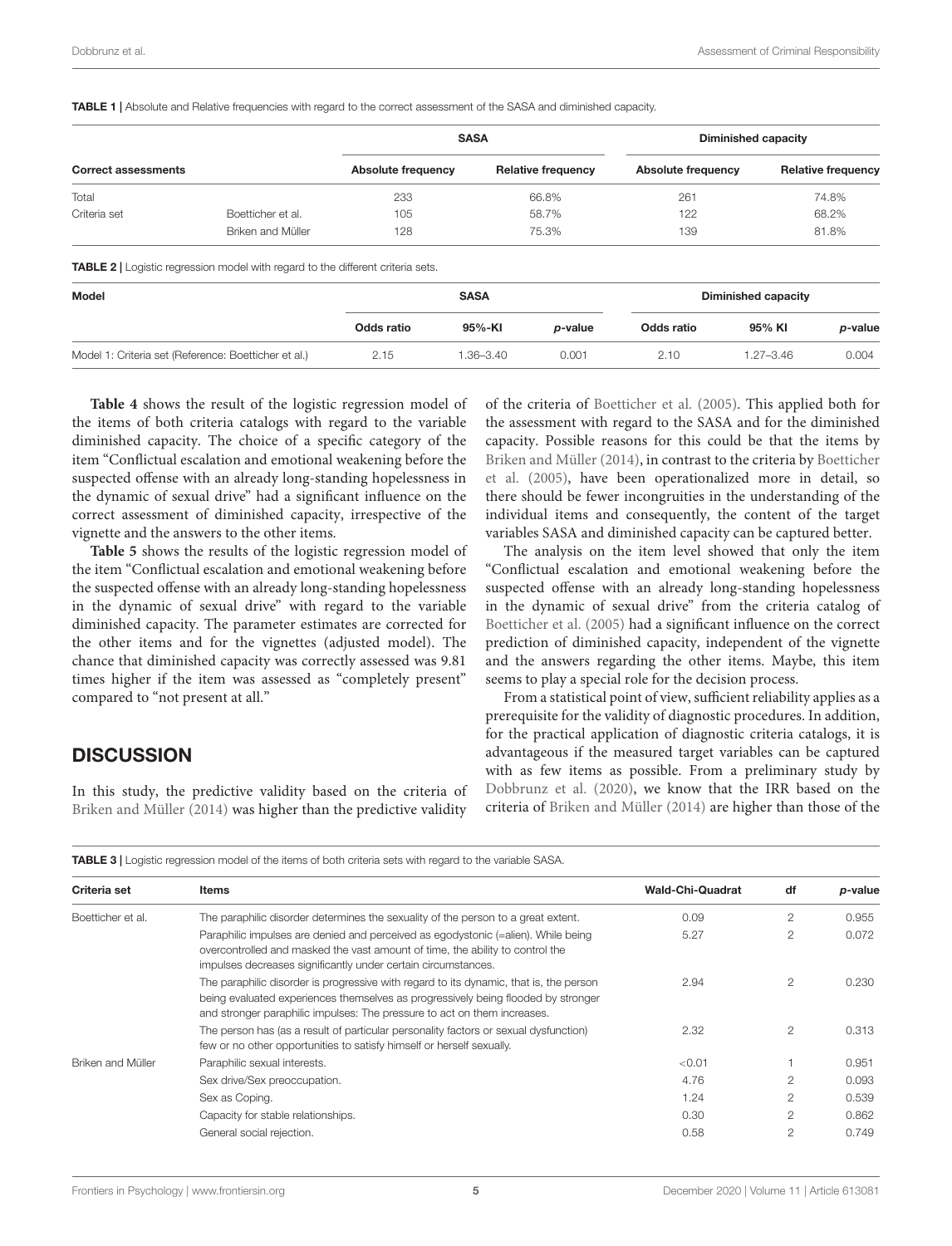**TABLE 1 |** Absolute and Relative frequencies with regard to the correct assessment of the SASA and diminished capacity.

| Correct assessments | | SASA | | Diminished capacity | |
|---|---|---|---|---|---|
| | | Absolute frequency | Relative frequency | Absolute frequency | Relative frequency |
| Total | | 233 | 66.8% | 261 | 74.8% |
| Criteria set | Boetticher et al. | 105 | 58.7% | 122 | 68.2% |
| | Briken and Müller | 128 | 75.3% | 139 | 81.8% |

**TABLE 2 |** Logistic regression model with regard to the different criteria sets.

| Model | SASA | | | Diminished capacity | | |
|---|---|---|---|---|---|---|
| | Odds ratio | 95%-KI | *p*-value | Odds ratio | 95% KI | *p*-value |
| Model 1: Criteria set (Reference: Boetticher et al.) | 2.15 | 1.36–3.40 | 0.001 | 2.10 | 1.27–3.46 | 0.004 |

**Table 4** shows the result of the logistic regression model of the items of both criteria catalogs with regard to the variable diminished capacity. The choice of a specific category of the item "Conflictual escalation and emotional weakening before the suspected offense with an already long-standing hopelessness in the dynamic of sexual drive" had a significant influence on the correct assessment of diminished capacity, irrespective of the vignette and the answers to the other items.

**Table 5** shows the results of the logistic regression model of the item "Conflictual escalation and emotional weakening before the suspected offense with an already long-standing hopelessness in the dynamic of sexual drive" with regard to the variable diminished capacity. The parameter estimates are corrected for the other items and for the vignettes (adjusted model). The chance that diminished capacity was correctly assessed was 9.81 times higher if the item was assessed as "completely present" compared to "not present at all."

## DISCUSSION

In this study, the predictive validity based on the criteria of Briken and Müller (2014) was higher than the predictive validity of the criteria of Boetticher et al. (2005). This applied both for the assessment with regard to the SASA and for the diminished capacity. Possible reasons for this could be that the items by Briken and Müller (2014), in contrast to the criteria by Boetticher et al. (2005), have been operationalized more in detail, so there should be fewer incongruities in the understanding of the individual items and consequently, the content of the target variables SASA and diminished capacity can be captured better.

The analysis on the item level showed that only the item "Conflictual escalation and emotional weakening before the suspected offense with an already long-standing hopelessness in the dynamic of sexual drive" from the criteria catalog of Boetticher et al. (2005) had a significant influence on the correct prediction of diminished capacity, independent of the vignette and the answers regarding the other items. Maybe, this item seems to play a special role for the decision process.

From a statistical point of view, sufficient reliability applies as a prerequisite for the validity of diagnostic procedures. In addition, for the practical application of diagnostic criteria catalogs, it is advantageous if the measured target variables can be captured with as few items as possible. From a preliminary study by Dobbrunz et al. (2020), we know that the IRR based on the criteria of Briken and Müller (2014) are higher than those of the

**TABLE 3 |** Logistic regression model of the items of both criteria sets with regard to the variable SASA.

| Criteria set | Items | Wald-Chi-Quadrat | df | *p*-value |
|---|---|---|---|---|
| Boetticher et al. | The paraphilic disorder determines the sexuality of the person to a great extent. | 0.09 | 2 | 0.955 |
| | Paraphilic impulses are denied and perceived as egodystonic (=alien). While being overcontrolled and masked the vast amount of time, the ability to control the impulses decreases significantly under certain circumstances. | 5.27 | 2 | 0.072 |
| | The paraphilic disorder is progressive with regard to its dynamic, that is, the person being evaluated experiences themselves as progressively being flooded by stronger and stronger paraphilic impulses: The pressure to act on them increases. | 2.94 | 2 | 0.230 |
| | The person has (as a result of particular personality factors or sexual dysfunction) few or no other opportunities to satisfy himself or herself sexually. | 2.32 | 2 | 0.313 |
| Briken and Müller | Paraphilic sexual interests. | <0.01 | 1 | 0.951 |
| | Sex drive/Sex preoccupation. | 4.76 | 2 | 0.093 |
| | Sex as Coping. | 1.24 | 2 | 0.539 |
| | Capacity for stable relationships. | 0.30 | 2 | 0.862 |
| | General social rejection. | 0.58 | 2 | 0.749 |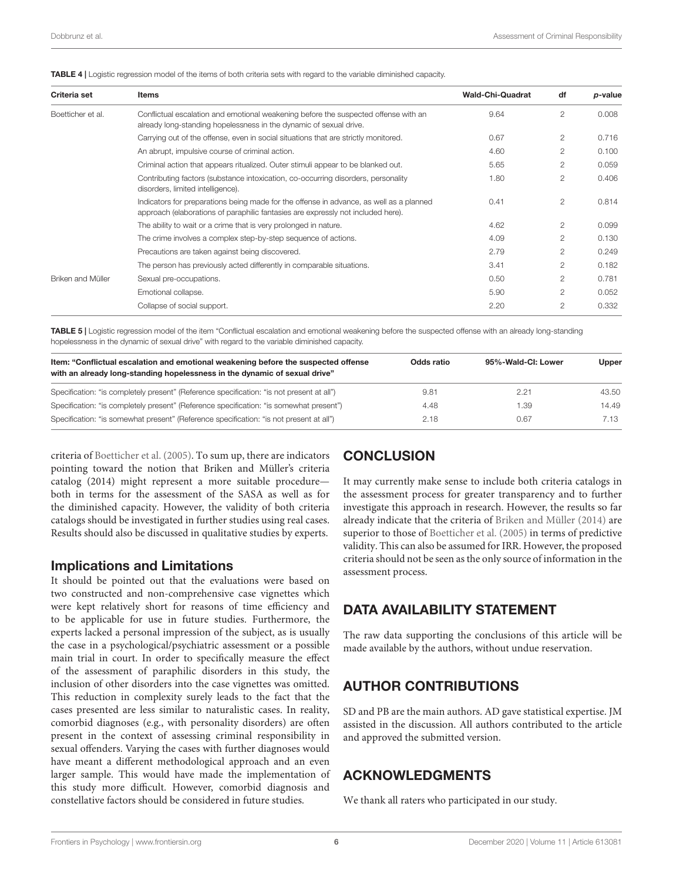**TABLE 4 |** Logistic regression model of the items of both criteria sets with regard to the variable diminished capacity.

| Criteria set | Items | Wald-Chi-Quadrat | df | *p*-value |
|---|---|---|---|---|
| Boetticher et al. | Conflictual escalation and emotional weakening before the suspected offense with an already long-standing hopelessness in the dynamic of sexual drive. | 9.64 | 2 | 0.008 |
| | Carrying out of the offense, even in social situations that are strictly monitored. | 0.67 | 2 | 0.716 |
| | An abrupt, impulsive course of criminal action. | 4.60 | 2 | 0.100 |
| | Criminal action that appears ritualized. Outer stimuli appear to be blanked out. | 5.65 | 2 | 0.059 |
| | Contributing factors (substance intoxication, co-occurring disorders, personality disorders, limited intelligence). | 1.80 | 2 | 0.406 |
| | Indicators for preparations being made for the offense in advance, as well as a planned approach (elaborations of paraphilic fantasies are expressly not included here). | 0.41 | 2 | 0.814 |
| | The ability to wait or a crime that is very prolonged in nature. | 4.62 | 2 | 0.099 |
| | The crime involves a complex step-by-step sequence of actions. | 4.09 | 2 | 0.130 |
| | Precautions are taken against being discovered. | 2.79 | 2 | 0.249 |
| | The person has previously acted differently in comparable situations. | 3.41 | 2 | 0.182 |
| Briken and Müller | Sexual pre-occupations. | 0.50 | 2 | 0.781 |
| | Emotional collapse. | 5.90 | 2 | 0.052 |
| | Collapse of social support. | 2.20 | 2 | 0.332 |

**TABLE 5 |** Logistic regression model of the item "Conflictual escalation and emotional weakening before the suspected offense with an already long-standing hopelessness in the dynamic of sexual drive" with regard to the variable diminished capacity.

| Item: "Conflictual escalation and emotional weakening before the suspected offense with an already long-standing hopelessness in the dynamic of sexual drive" | Odds ratio | 95%-Wald-CI: Lower | Upper |
|---|---|---|---|
| Specification: "is completely present" (Reference specification: "is not present at all") | 9.81 | 2.21 | 43.50 |
| Specification: "is completely present" (Reference specification: "is somewhat present") | 4.48 | 1.39 | 14.49 |
| Specification: "is somewhat present" (Reference specification: "is not present at all") | 2.18 | 0.67 | 7.13 |

criteria of Boetticher et al. (2005). To sum up, there are indicators pointing toward the notion that Briken and Müller's criteria catalog (2014) might represent a more suitable procedure—both in terms for the assessment of the SASA as well as for the diminished capacity. However, the validity of both criteria catalogs should be investigated in further studies using real cases. Results should also be discussed in qualitative studies by experts.

### Implications and Limitations

It should be pointed out that the evaluations were based on two constructed and non-comprehensive case vignettes which were kept relatively short for reasons of time efficiency and to be applicable for use in future studies. Furthermore, the experts lacked a personal impression of the subject, as is usually the case in a psychological/psychiatric assessment or a possible main trial in court. In order to specifically measure the effect of the assessment of paraphilic disorders in this study, the inclusion of other disorders into the case vignettes was omitted. This reduction in complexity surely leads to the fact that the cases presented are less similar to naturalistic cases. In reality, comorbid diagnoses (e.g., with personality disorders) are often present in the context of assessing criminal responsibility in sexual offenders. Varying the cases with further diagnoses would have meant a different methodological approach and an even larger sample. This would have made the implementation of this study more difficult. However, comorbid diagnosis and constellative factors should be considered in future studies.

## CONCLUSION

It may currently make sense to include both criteria catalogs in the assessment process for greater transparency and to further investigate this approach in research. However, the results so far already indicate that the criteria of Briken and Müller (2014) are superior to those of Boetticher et al. (2005) in terms of predictive validity. This can also be assumed for IRR. However, the proposed criteria should not be seen as the only source of information in the assessment process.

## DATA AVAILABILITY STATEMENT

The raw data supporting the conclusions of this article will be made available by the authors, without undue reservation.

## AUTHOR CONTRIBUTIONS

SD and PB are the main authors. AD gave statistical expertise. JM assisted in the discussion. All authors contributed to the article and approved the submitted version.

## ACKNOWLEDGMENTS

We thank all raters who participated in our study.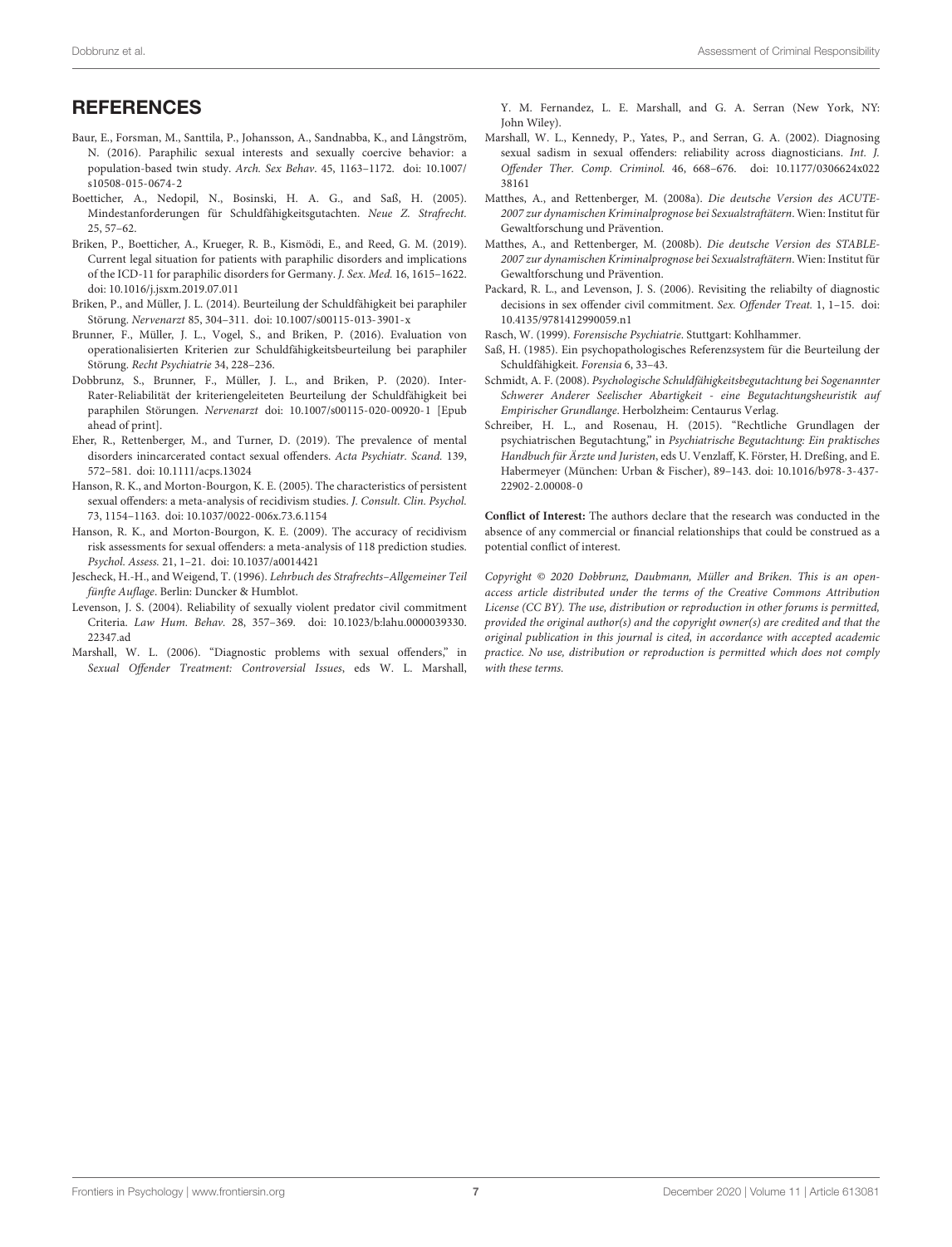## REFERENCES

Baur, E., Forsman, M., Santtila, P., Johansson, A., Sandnabba, K., and Långström, N. (2016). Paraphilic sexual interests and sexually coercive behavior: a population-based twin study. *Arch. Sex Behav*. 45, 1163–1172. doi: 10.1007/s10508-015-0674-2

Boetticher, A., Nedopil, N., Bosinski, H. A. G., and Saß, H. (2005). Mindestanforderungen für Schuldfähigkeitsgutachten. *Neue Z. Strafrecht*. 25, 57–62.

Briken, P., Boetticher, A., Krueger, R. B., Kismödi, E., and Reed, G. M. (2019). Current legal situation for patients with paraphilic disorders and implications of the ICD-11 for paraphilic disorders for Germany. *J. Sex. Med*. 16, 1615–1622. doi: 10.1016/j.jsxm.2019.07.011

Briken, P., and Müller, J. L. (2014). Beurteilung der Schuldfähigkeit bei paraphiler Störung. *Nervenarzt* 85, 304–311. doi: 10.1007/s00115-013-3901-x

Brunner, F., Müller, J. L., Vogel, S., and Briken, P. (2016). Evaluation von operationalisierten Kriterien zur Schuldfähigkeitsbeurteilung bei paraphiler Störung. *Recht Psychiatrie* 34, 228–236.

Dobbrunz, S., Brunner, F., Müller, J. L., and Briken, P. (2020). Inter-Rater-Reliabilität der kriteriengeleiteten Beurteilung der Schuldfähigkeit bei paraphilen Störungen. *Nervenarzt* doi: 10.1007/s00115-020-00920-1 [Epub ahead of print].

Eher, R., Rettenberger, M., and Turner, D. (2019). The prevalence of mental disorders inincarcerated contact sexual offenders. *Acta Psychiatr. Scand*. 139, 572–581. doi: 10.1111/acps.13024

Hanson, R. K., and Morton-Bourgon, K. E. (2005). The characteristics of persistent sexual offenders: a meta-analysis of recidivism studies. *J. Consult. Clin. Psychol*. 73, 1154–1163. doi: 10.1037/0022-006x.73.6.1154

Hanson, R. K., and Morton-Bourgon, K. E. (2009). The accuracy of recidivism risk assessments for sexual offenders: a meta-analysis of 118 prediction studies. *Psychol. Assess*. 21, 1–21. doi: 10.1037/a0014421

Jescheck, H.-H., and Weigend, T. (1996). *Lehrbuch des Strafrechts–Allgemeiner Teil fünfte Auflage*. Berlin: Duncker & Humblot.

Levenson, J. S. (2004). Reliability of sexually violent predator civil commitment Criteria. *Law Hum. Behav*. 28, 357–369. doi: 10.1023/b:lahu.0000039330.22347.ad

Marshall, W. L. (2006). "Diagnostic problems with sexual offenders," in *Sexual Offender Treatment: Controversial Issues*, eds W. L. Marshall, Y. M. Fernandez, L. E. Marshall, and G. A. Serran (New York, NY: John Wiley).

Marshall, W. L., Kennedy, P., Yates, P., and Serran, G. A. (2002). Diagnosing sexual sadism in sexual offenders: reliability across diagnosticians. *Int. J. Offender Ther. Comp. Criminol*. 46, 668–676. doi: 10.1177/0306624x02238161

Matthes, A., and Rettenberger, M. (2008a). *Die deutsche Version des ACUTE-2007 zur dynamischen Kriminalprognose bei Sexualstraftätern*. Wien: Institut für Gewaltforschung und Prävention.

Matthes, A., and Rettenberger, M. (2008b). *Die deutsche Version des STABLE-2007 zur dynamischen Kriminalprognose bei Sexualstraftätern*. Wien: Institut für Gewaltforschung und Prävention.

Packard, R. L., and Levenson, J. S. (2006). Revisiting the reliabilty of diagnostic decisions in sex offender civil commitment. *Sex. Offender Treat*. 1, 1–15. doi: 10.4135/9781412990059.n1

Rasch, W. (1999). *Forensische Psychiatrie*. Stuttgart: Kohlhammer.

Saß, H. (1985). Ein psychopathologisches Referenzsystem für die Beurteilung der Schuldfähigkeit. *Forensia* 6, 33–43.

Schmidt, A. F. (2008). *Psychologische Schuldfähigkeitsbegutachtung bei Sogenannter Schwerer Anderer Seelischer Abartigkeit - eine Begutachtungsheuristik auf Empirischer Grundlage*. Herbolzheim: Centaurus Verlag.

Schreiber, H. L., and Rosenau, H. (2015). "Rechtliche Grundlagen der psychiatrischen Begutachtung," in *Psychiatrische Begutachtung: Ein praktisches Handbuch für Ärzte und Juristen*, eds U. Venzlaff, K. Förster, H. Dreßing, and E. Habermeyer (München: Urban & Fischer), 89–143. doi: 10.1016/b978-3-437-22902-2.00008-0

**Conflict of Interest:** The authors declare that the research was conducted in the absence of any commercial or financial relationships that could be construed as a potential conflict of interest.

*Copyright © 2020 Dobbrunz, Daubmann, Müller and Briken. This is an open-access article distributed under the terms of the Creative Commons Attribution License (CC BY). The use, distribution or reproduction in other forums is permitted, provided the original author(s) and the copyright owner(s) are credited and that the original publication in this journal is cited, in accordance with accepted academic practice. No use, distribution or reproduction is permitted which does not comply with these terms.*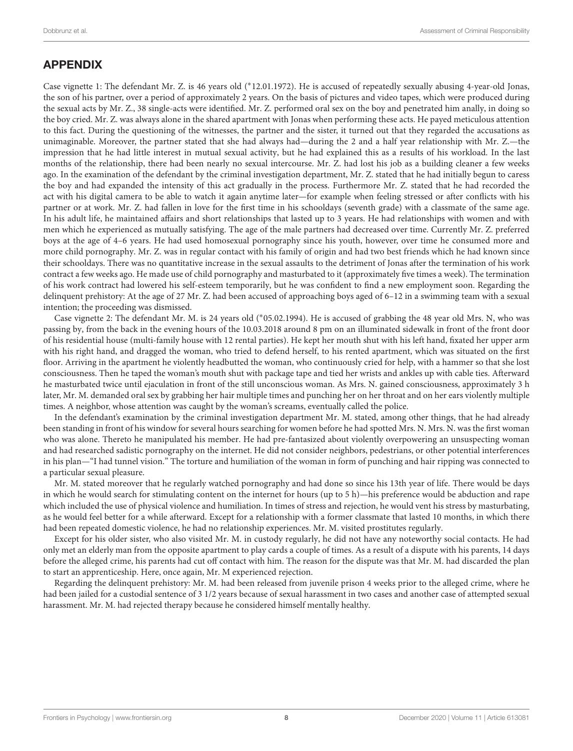## APPENDIX

Case vignette 1: The defendant Mr. Z. is 46 years old (*12.01.1972). He is accused of repeatedly sexually abusing 4-year-old Jonas, the son of his partner, over a period of approximately 2 years. On the basis of pictures and video tapes, which were produced during the sexual acts by Mr. Z., 38 single-acts were identified. Mr. Z. performed oral sex on the boy and penetrated him anally, in doing so the boy cried. Mr. Z. was always alone in the shared apartment with Jonas when performing these acts. He payed meticulous attention to this fact. During the questioning of the witnesses, the partner and the sister, it turned out that they regarded the accusations as unimaginable. Moreover, the partner stated that she had always had—during the 2 and a half year relationship with Mr. Z.—the impression that he had little interest in mutual sexual activity, but he had explained this as a results of his workload. In the last months of the relationship, there had been nearly no sexual intercourse. Mr. Z. had lost his job as a building cleaner a few weeks ago. In the examination of the defendant by the criminal investigation department, Mr. Z. stated that he had initially begun to caress the boy and had expanded the intensity of this act gradually in the process. Furthermore Mr. Z. stated that he had recorded the act with his digital camera to be able to watch it again anytime later—for example when feeling stressed or after conflicts with his partner or at work. Mr. Z. had fallen in love for the first time in his schooldays (seventh grade) with a classmate of the same age. In his adult life, he maintained affairs and short relationships that lasted up to 3 years. He had relationships with women and with men which he experienced as mutually satisfying. The age of the male partners had decreased over time. Currently Mr. Z. preferred boys at the age of 4–6 years. He had used homosexual pornography since his youth, however, over time he consumed more and more child pornography. Mr. Z. was in regular contact with his family of origin and had two best friends which he had known since their schooldays. There was no quantitative increase in the sexual assaults to the detriment of Jonas after the termination of his work contract a few weeks ago. He made use of child pornography and masturbated to it (approximately five times a week). The termination of his work contract had lowered his self-esteem temporarily, but he was confident to find a new employment soon. Regarding the delinquent prehistory: At the age of 27 Mr. Z. had been accused of approaching boys aged of 6–12 in a swimming team with a sexual intention; the proceeding was dismissed.

Case vignette 2: The defendant Mr. M. is 24 years old (*05.02.1994). He is accused of grabbing the 48 year old Mrs. N, who was passing by, from the back in the evening hours of the 10.03.2018 around 8 pm on an illuminated sidewalk in front of the front door of his residential house (multi-family house with 12 rental parties). He kept her mouth shut with his left hand, fixated her upper arm with his right hand, and dragged the woman, who tried to defend herself, to his rented apartment, which was situated on the first floor. Arriving in the apartment he violently headbutted the woman, who continuously cried for help, with a hammer so that she lost consciousness. Then he taped the woman's mouth shut with package tape and tied her wrists and ankles up with cable ties. Afterward he masturbated twice until ejaculation in front of the still unconscious woman. As Mrs. N. gained consciousness, approximately 3 h later, Mr. M. demanded oral sex by grabbing her hair multiple times and punching her on her throat and on her ears violently multiple times. A neighbor, whose attention was caught by the woman's screams, eventually called the police.

In the defendant's examination by the criminal investigation department Mr. M. stated, among other things, that he had already been standing in front of his window for several hours searching for women before he had spotted Mrs. N. Mrs. N. was the first woman who was alone. Thereto he manipulated his member. He had pre-fantasized about violently overpowering an unsuspecting woman and had researched sadistic pornography on the internet. He did not consider neighbors, pedestrians, or other potential interferences in his plan—"I had tunnel vision." The torture and humiliation of the woman in form of punching and hair ripping was connected to a particular sexual pleasure.

Mr. M. stated moreover that he regularly watched pornography and had done so since his 13th year of life. There would be days in which he would search for stimulating content on the internet for hours (up to 5 h)—his preference would be abduction and rape which included the use of physical violence and humiliation. In times of stress and rejection, he would vent his stress by masturbating, as he would feel better for a while afterward. Except for a relationship with a former classmate that lasted 10 months, in which there had been repeated domestic violence, he had no relationship experiences. Mr. M. visited prostitutes regularly.

Except for his older sister, who also visited Mr. M. in custody regularly, he did not have any noteworthy social contacts. He had only met an elderly man from the opposite apartment to play cards a couple of times. As a result of a dispute with his parents, 14 days before the alleged crime, his parents had cut off contact with him. The reason for the dispute was that Mr. M. had discarded the plan to start an apprenticeship. Here, once again, Mr. M experienced rejection.

Regarding the delinquent prehistory: Mr. M. had been released from juvenile prison 4 weeks prior to the alleged crime, where he had been jailed for a custodial sentence of 3 1/2 years because of sexual harassment in two cases and another case of attempted sexual harassment. Mr. M. had rejected therapy because he considered himself mentally healthy.